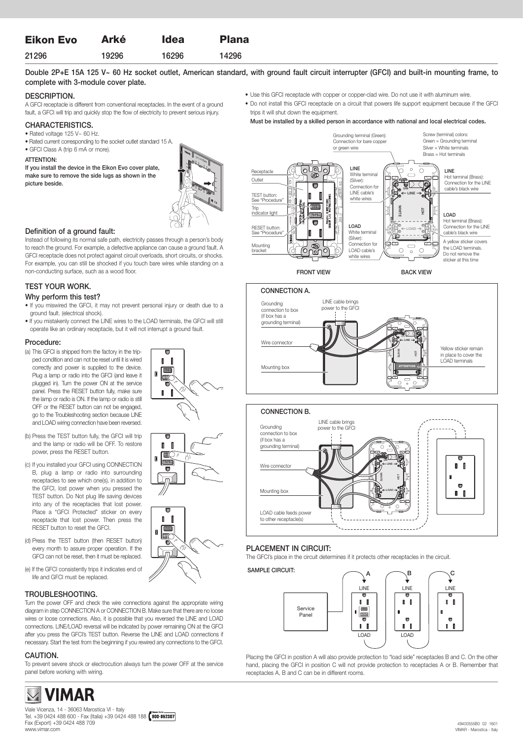| Eikon Evo | Arké | Idea | Plana |
|---|---|---|---|
| 21296 | 19296 | 16296 | 14296 |

**Double 2P+E 15A 125 V~ 60 Hz socket outlet, American standard, with ground fault circuit interrupter (GFCI) and built-in mounting frame, to complete with 3-module cover plate.**

## DESCRIPTION.

A GFCI receptacle is different from conventional receptacles. In the event of a ground fault, a GFCI will trip and quickly stop the flow of electricity to prevent serious injury.

## CHARACTERISTICS.

- Rated voltage 125 V~ 60 Hz.
- Rated current corresponding to the socket outlet standard 15 A.
- GFCI Class A (trip 6 mA or more).

**ATTENTION:**

**If you install the device in the Eikon Evo cover plate, make sure to remove the side lugs as shown in the picture beside.**

### Definition of a ground fault:

Instead of following its normal safe path, electricity passes through a person's body to reach the ground. For example, a defective appliance can cause a ground fault. A GFCI receptacle does not protect against circuit overloads, short circuits, or shocks. For example, you can still be shocked if you touch bare wires while standing on a non-conducting surface, such as a wood floor.

## TEST YOUR WORK.

### Why perform this test?

- If you miswired the GFCI, it may not prevent personal injury or death due to a ground fault. (electrical shock).
- If you mistakenly connect the LINE wires to the LOAD terminals, the GFCI will still operate like an ordinary receptacle, but it will not interrupt a ground fault.

### Procedure:

(a) This GFCI is shipped from the factory in the tripped condition and can not be reset until it is wired correctly and power is supplied to the device. Plug a lamp or radio into the GFCI (and leave it plugged in). Turn the power ON at the service panel. Press the RESET button fully, make sure the lamp or radio is ON. If the lamp or radio is still OFF or the RESET button can not be engaged, go to the Troubleshooting section because LINE and LOAD wiring connection have been reversed.

(b) Press the TEST button fully, the GFCI will trip and the lamp or radio will be OFF. To restore power, press the RESET button.

(c) If you installed your GFCI using CONNECTION B, plug a lamp or radio into surrounding receptacles to see which one(s), in addition to the GFCI, lost power when you pressed the TEST button. Do Not plug life saving devices into any of the receptacles that lost power. Place a "GFCI Protected" sticker on every receptacle that lost power. Then press the RESET button to reset the GFCI.

(d) Press the TEST button (then RESET button) every month to assure proper operation. If the GFCI can not be reset, then it must be replaced.

(e) If the GFCI consistently trips it indicates end of life and GFCI must be replaced.

## TROUBLESHOOTING.

Turn the power OFF and check the wire connections against the appropriate wiring diagram in step CONNECTION A or CONNECTION B. Make sure that there are no loose wires or loose connections. Also, it is possible that you reversed the LINE and LOAD connections. LINE/LOAD reversal will be indicated by power remaining ON at the GFCI after you press the GFCI's TEST button. Reverse the LINE and LOAD connections if necessary. Start the test from the beginning if you rewired any connections to the GFCI.

## CAUTION.

To prevent severe shock or electrocution always turn the power OFF at the service panel before working with wiring.

- Use this GFCI receptacle with copper or copper-clad wire. Do not use it with aluminum wire.
- Do not install this GFCI receptacle on a circuit that powers life support equipment because if the GFCI trips it will shut down the equipment.

**Must be installed by a skilled person in accordance with national and local electrical codes.**

Receptacle
Outlet
TEST button: See "Procedure"
Trip indicator light
RESET button: See "Procedure"
Mounting bracket

LINE
White terminal (Silver): Connection for LINE cable's white wires

LOAD
White terminal (Silver): Connection for LOAD cable's white wires

Grounding terminal (Green): Connection for bare copper or green wire

Screw (terminal) colors:
Green = Grounding terminal
Silver = White terminals
Brass = Hot terminals

LINE
Hot terminal (Brass): Connection for the LINE cable's black wire

LOAD
Hot terminal (Brass): Connection for the LINE cable's black wire

A yellow sticker covers the LOAD terminals. Do not remove the sticker at this time

FRONT VIEW　　BACK VIEW

### CONNECTION A.

Grounding connection to box (if box has a grounding terminal)
LINE cable brings power to the GFCI
Wire connector
Mounting box
Yellow sticker remain in place to cover the LOAD terminals

### CONNECTION B.

Grounding connection to box (if box has a grounding terminal)
LINE cable brings power to the GFCI
Wire connector
Mounting box
LOAD cable feeds power to other receptacle(s)

## PLACEMENT IN CIRCUIT:

The GFCI's place in the circuit determines if it protects other receptacles in the circuit.

SAMPLE CIRCUIT:

Service Panel — A (LINE / LOAD) — B (LINE / LOAD) — C (LINE)

Placing the GFCI in position A will also provide protection to "load side" receptacles B and C. On the other hand, placing the GFCI in position C will not provide protection to receptacles A or B. Remember that receptacles A, B and C can be in different rooms.

**VIMAR**

Viale Vicenza, 14 - 36063 Marostica VI - Italy
Tel. +39 0424 488 600 - Fax (Italia) +39 0424 488 188 800-862307
Fax (Export) +39 0424 488 709
www.vimar.com

49400555B0 02 1601
VIMAR - Marostica - Italy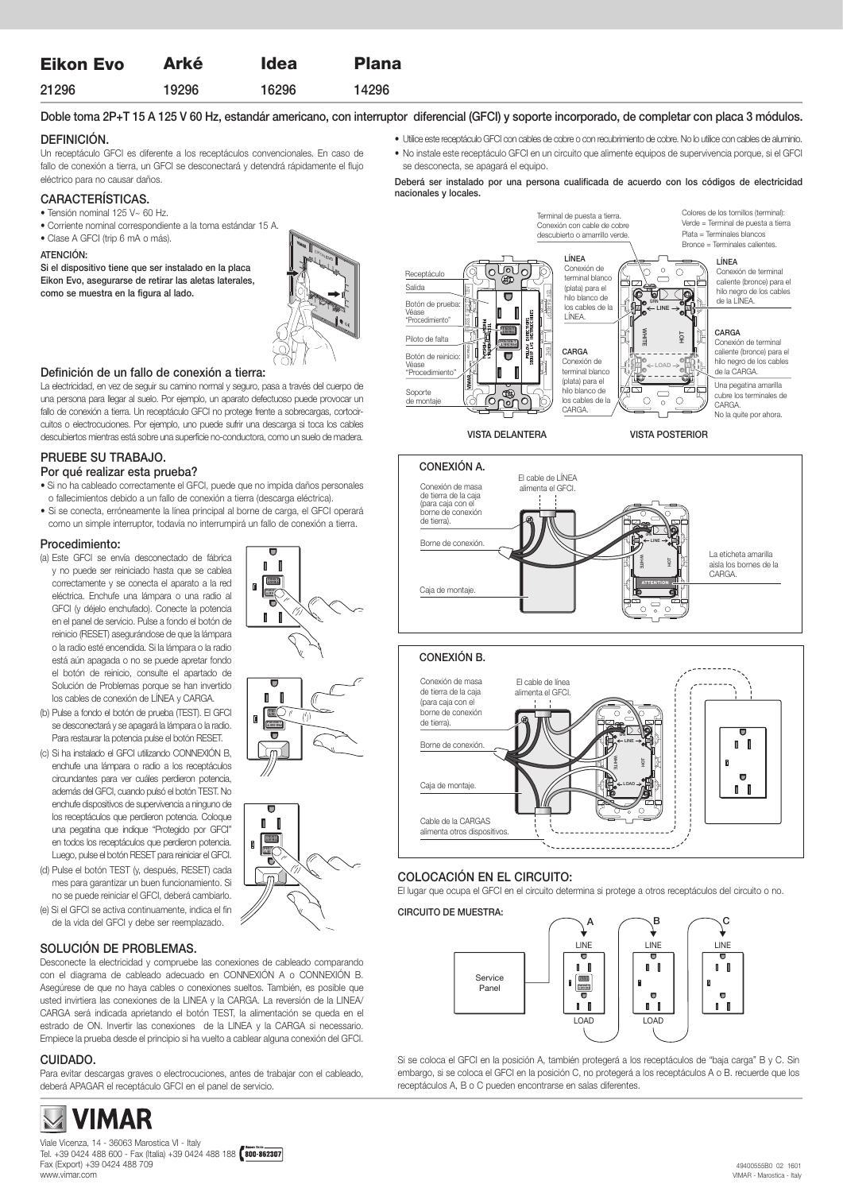| Eikon Evo | Arké | Idea | Plana |
|---|---|---|---|
| 21296 | 19296 | 16296 | 14296 |

Doble toma 2P+T 15 A 125 V 60 Hz, estándar americano, con interruptor diferencial (GFCI) y soporte incorporado, de completar con placa 3 módulos.

## DEFINICIÓN.

Un receptáculo GFCI es diferente a los receptáculos convencionales. En caso de fallo de conexión a tierra, un GFCI se desconectará y detendrá rápidamente el flujo eléctrico para no causar daños.

## CARACTERÍSTICAS.

- Tensión nominal 125 V~ 60 Hz.
- Corriente nominal correspondiente a la toma estándar 15 A.
- Clase A GFCI (trip 6 mA o más).

**ATENCIÓN:**

**Si el dispositivo tiene que ser instalado en la placa Eikon Evo, asegurarse de retirar las aletas laterales, como se muestra en la figura al lado.**

## Definición de un fallo de conexión a tierra:

La electricidad, en vez de seguir su camino normal y seguro, pasa a través del cuerpo de una persona para llegar al suelo. Por ejemplo, un aparato defectuoso puede provocar un fallo de conexión a tierra. Un receptáculo GFCI no protege frente a sobrecargas, cortocircuitos o electrocuciones. Por ejemplo, uno puede sufrir una descarga si toca los cables descubiertos mientras está sobre una superficie no-conductora, como un suelo de madera.

## PRUEBE SU TRABAJO.

### Por qué realizar esta prueba?

- Si no ha cableado correctamente el GFCI, puede que no impida daños personales o fallecimientos debido a un fallo de conexión a tierra (descarga eléctrica).
- Si se conecta, erróneamente la línea principal al borne de carga, el GFCI operará como un simple interruptor, todavía no interrumpirá un fallo de conexión a tierra.

### Procedimiento:

(a) Este GFCI se envía desconectado de fábrica y no puede ser reiniciado hasta que se cablea correctamente y se conecta el aparato a la red eléctrica. Enchufe una lámpara o una radio al GFCI (y déjelo enchufado). Conecte la potencia en el panel de servicio. Pulse a fondo el botón de reinicio (RESET) asegurándose de que la lámpara o la radio esté encendida. Si la lámpara o la radio está aún apagada o no se puede apretar fondo el botón de reinicio, consulte el apartado de Solución de Problemas porque se han invertido los cables de conexión de LÍNEA y CARGA.

(b) Pulse a fondo el botón de prueba (TEST). El GFCI se desconectará y se apagará la lámpara o la radio. Para restaurar la potencia pulse el botón RESET.

(c) Si ha instalado el GFCI utilizando CONNEXIÓN B, enchufe una lámpara o radio a los receptáculos circundantes para ver cuáles perdieron potencia, además del GFCI, cuando pulsó el botón TEST. No enchufe dispositivos de supervivencia a ninguno de los receptáculos que perdieron potencia. Coloque una pegatina que indique "Protegido por GFCI" en todos los receptáculos que perdieron potencia. Luego, pulse el botón RESET para reiniciar el GFCI.

(d) Pulse el botón TEST (y, después, RESET) cada mes para garantizar un buen funcionamiento. Si no se puede reiniciar el GFCI, deberá cambiarlo.

(e) Si el GFCI se activa continuamente, indica el fin de la vida del GFCI y debe ser reemplazado.

## SOLUCIÓN DE PROBLEMAS.

Desconecte la electricidad y compruebe las conexiones de cableado comparando con el diagrama de cableado adecuado en CONNEXIÓN A o CONNEXIÓN B. Asegúrese de que no haya cables o conexiones sueltos. También, es posible que usted invirtiera las conexiones de la LINEA y la CARGA. La reversión de la LINEA/CARGA será indicada apretando el botón TEST, la alimentación se queda en el estrado de ON. Invertir las conexiones de la LINEA y la CARGA si es necessario. Empiece la prueba desde el principio si ha vuelto a cablear alguna conexión del GFCI.

## CUIDADO.

Para evitar descargas graves o electrocuciones, antes de trabajar con el cableado, deberá APAGAR el receptáculo GFCI en el panel de servicio.

- Utilice este receptáculo GFCI con cables de cobre o con recubrimiento de cobre. No lo utilice con cables de aluminio.
- No instale este receptáculo GFCI en un circuito que alimente equipos de supervivencia porque, si el GFCI se desconecta, se apagará el equipo.

**Deberá ser instalado por una persona cualificada de acuerdo con los códigos de electricidad nacionales y locales.**

Terminal de puesta a tierra. Conexión con cable de cobre descubierto o amarrillo verde.

Colores de los tornillos (terminal):
Verde = Terminal de puesta a tierra
Plata = Terminales blancos
Bronce = Terminales calientes.

Receptáculo
Salida
Botón de prueba: Véase "Procedimiento"
Piloto de falta
Botón de reinicio: Véase "Procedimiento"
Soporte de montaje

LÍNEA
Conexión de terminal blanco (plata) para el hilo blanco de los cables de la LÍNEA.

CARGA
Conexión de terminal blanco (plata) para el hilo blanco de los cables de la CARGA.

LÍNEA
Conexión de terminal caliente (bronce) para el hilo negro de los cables de la LÍNEA.

CARGA
Conexión de terminal caliente (bronce) para el hilo negro de los cables de la CARGA.

Una pegatina amarilla cubre los terminales de CARGA.
No la quite por ahora.

VISTA DELANTERA

VISTA POSTERIOR

### CONEXIÓN A.

Conexión de masa de tierra de la caja (para caja con el borne de conexión de tierra).
El cable de LÍNEA alimenta el GFCI.
Borne de conexión.
Caja de montaje.
La etiqueta amarilla aisla los bornes de la CARGA.

### CONEXIÓN B.

Conexión de masa de tierra de la caja (para caja con el borne de conexión de tierra).
El cable de línea alimenta el GFCI.
Borne de conexión.
Caja de montaje.
Cable de la CARGAS alimenta otros dispositivos.

## COLOCACIÓN EN EL CIRCUITO:

El lugar que ocupa el GFCI en el circuito determina si protege a otros receptáculos del circuito o no.

**CIRCUITO DE MUESTRA:**

Service Panel
A B C
LINE LINE LINE
LOAD LOAD

Si se coloca el GFCI en la posición A, también protegerá a los receptáculos de "baja carga" B y C. Sin embargo, si se coloca el GFCI en la posición C, no protegerá a los receptáculos A o B. recuerde que los receptáculos A, B o C pueden encontrarse en salas diferentes.

VIMAR

Viale Vicenza, 14 - 36063 Marostica VI - Italy
Tel. +39 0424 488 600 - Fax (Italia) +39 0424 488 188 800-862307
Fax (Export) +39 0424 488 709
www.vimar.com

49400555B0 02 1601
VIMAR - Marostica - Italy